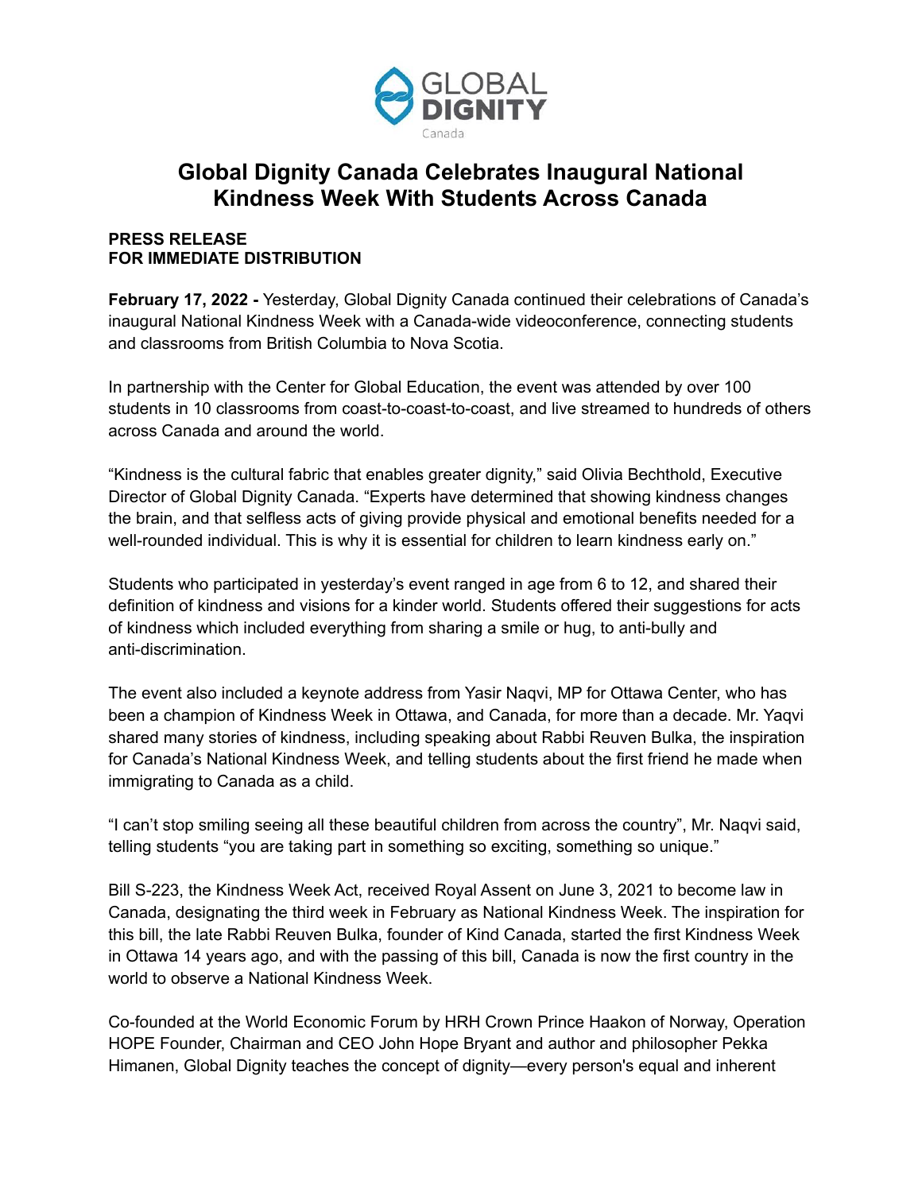# Global Dignity Canada Celebrates Inaugural National Kindness Week With Students Across Canada

**PRESS RELEASE**
**FOR IMMEDIATE DISTRIBUTION**

**February 17, 2022 -** Yesterday, Global Dignity Canada continued their celebrations of Canada's inaugural National Kindness Week with a Canada-wide videoconference, connecting students and classrooms from British Columbia to Nova Scotia.

In partnership with the Center for Global Education, the event was attended by over 100 students in 10 classrooms from coast-to-coast-to-coast, and live streamed to hundreds of others across Canada and around the world.

"Kindness is the cultural fabric that enables greater dignity," said Olivia Bechthold, Executive Director of Global Dignity Canada. "Experts have determined that showing kindness changes the brain, and that selfless acts of giving provide physical and emotional benefits needed for a well-rounded individual. This is why it is essential for children to learn kindness early on."

Students who participated in yesterday's event ranged in age from 6 to 12, and shared their definition of kindness and visions for a kinder world. Students offered their suggestions for acts of kindness which included everything from sharing a smile or hug, to anti-bully and anti-discrimination.

The event also included a keynote address from Yasir Naqvi, MP for Ottawa Center, who has been a champion of Kindness Week in Ottawa, and Canada, for more than a decade. Mr. Yaqvi shared many stories of kindness, including speaking about Rabbi Reuven Bulka, the inspiration for Canada's National Kindness Week, and telling students about the first friend he made when immigrating to Canada as a child.

"I can't stop smiling seeing all these beautiful children from across the country", Mr. Naqvi said, telling students "you are taking part in something so exciting, something so unique."

Bill S-223, the Kindness Week Act, received Royal Assent on June 3, 2021 to become law in Canada, designating the third week in February as National Kindness Week. The inspiration for this bill, the late Rabbi Reuven Bulka, founder of Kind Canada, started the first Kindness Week in Ottawa 14 years ago, and with the passing of this bill, Canada is now the first country in the world to observe a National Kindness Week.

Co-founded at the World Economic Forum by HRH Crown Prince Haakon of Norway, Operation HOPE Founder, Chairman and CEO John Hope Bryant and author and philosopher Pekka Himanen, Global Dignity teaches the concept of dignity—every person's equal and inherent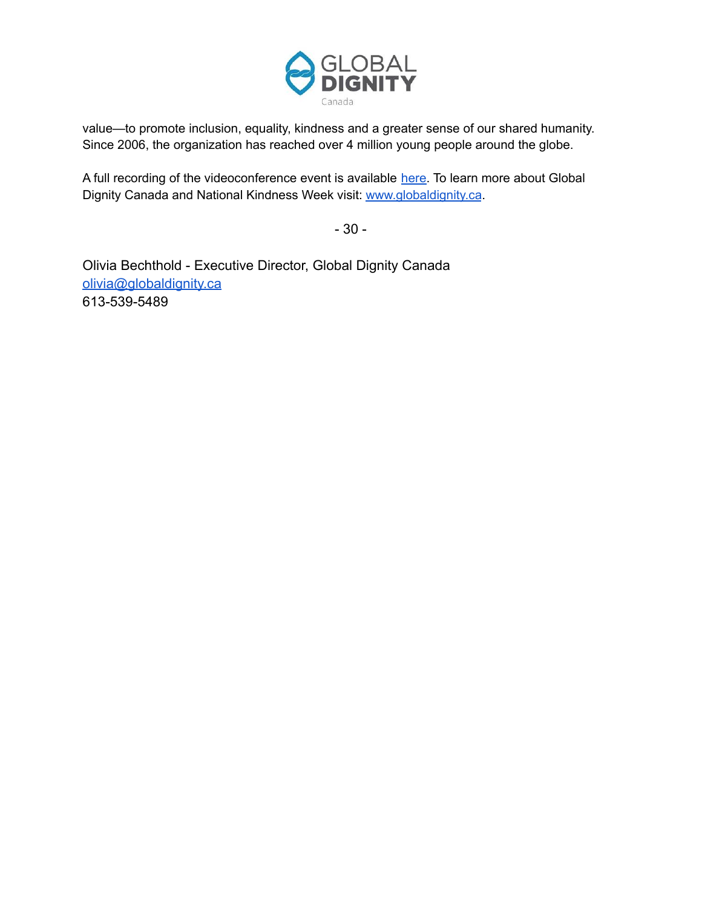value—to promote inclusion, equality, kindness and a greater sense of our shared humanity. Since 2006, the organization has reached over 4 million young people around the globe.

A full recording of the videoconference event is available here. To learn more about Global Dignity Canada and National Kindness Week visit: www.globaldignity.ca.

- 30 -

Olivia Bechthold - Executive Director, Global Dignity Canada
olivia@globaldignity.ca
613-539-5489